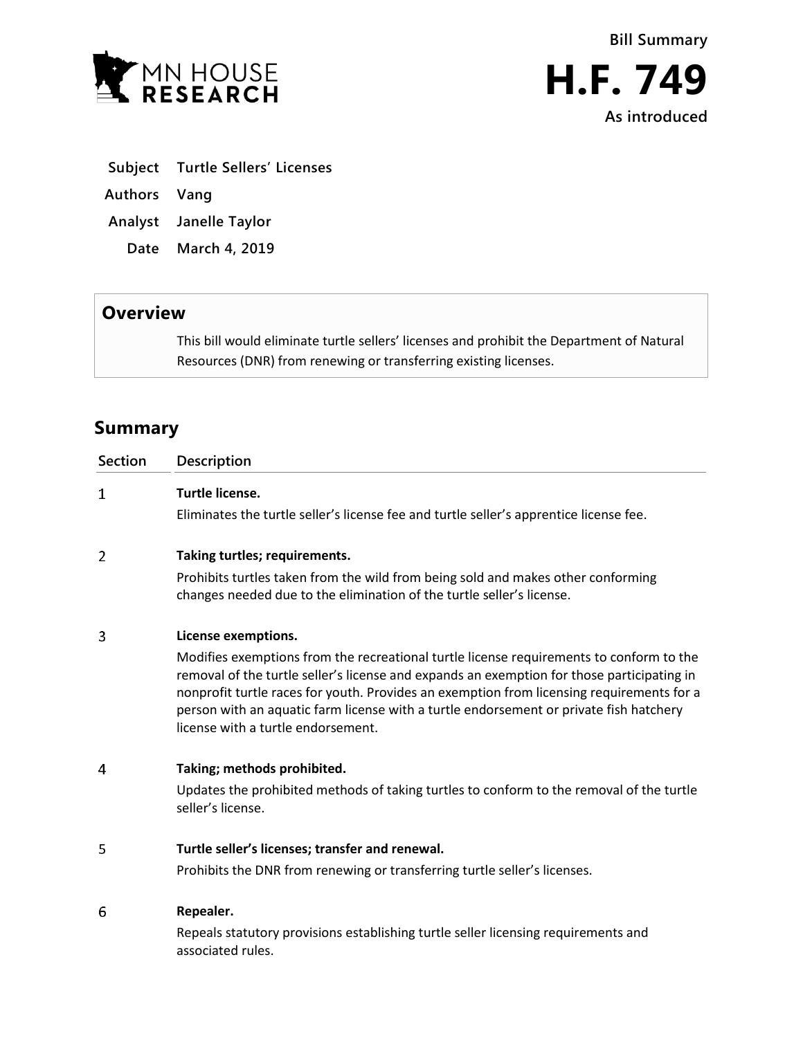MN HOUSE RESEARCH

**Bill Summary**

# H.F. 749

**As introduced**

| | |
|---|---|
| **Subject** | **Turtle Sellers' Licenses** |
| **Authors** | **Vang** |
| **Analyst** | **Janelle Taylor** |
| **Date** | **March 4, 2019** |

## Overview

This bill would eliminate turtle sellers' licenses and prohibit the Department of Natural Resources (DNR) from renewing or transferring existing licenses.

## Summary

| Section | Description |
|---|---|
| 1 | **Turtle license.** Eliminates the turtle seller's license fee and turtle seller's apprentice license fee. |
| 2 | **Taking turtles; requirements.** Prohibits turtles taken from the wild from being sold and makes other conforming changes needed due to the elimination of the turtle seller's license. |
| 3 | **License exemptions.** Modifies exemptions from the recreational turtle license requirements to conform to the removal of the turtle seller's license and expands an exemption for those participating in nonprofit turtle races for youth. Provides an exemption from licensing requirements for a person with an aquatic farm license with a turtle endorsement or private fish hatchery license with a turtle endorsement. |
| 4 | **Taking; methods prohibited.** Updates the prohibited methods of taking turtles to conform to the removal of the turtle seller's license. |
| 5 | **Turtle seller's licenses; transfer and renewal.** Prohibits the DNR from renewing or transferring turtle seller's licenses. |
| 6 | **Repealer.** Repeals statutory provisions establishing turtle seller licensing requirements and associated rules. |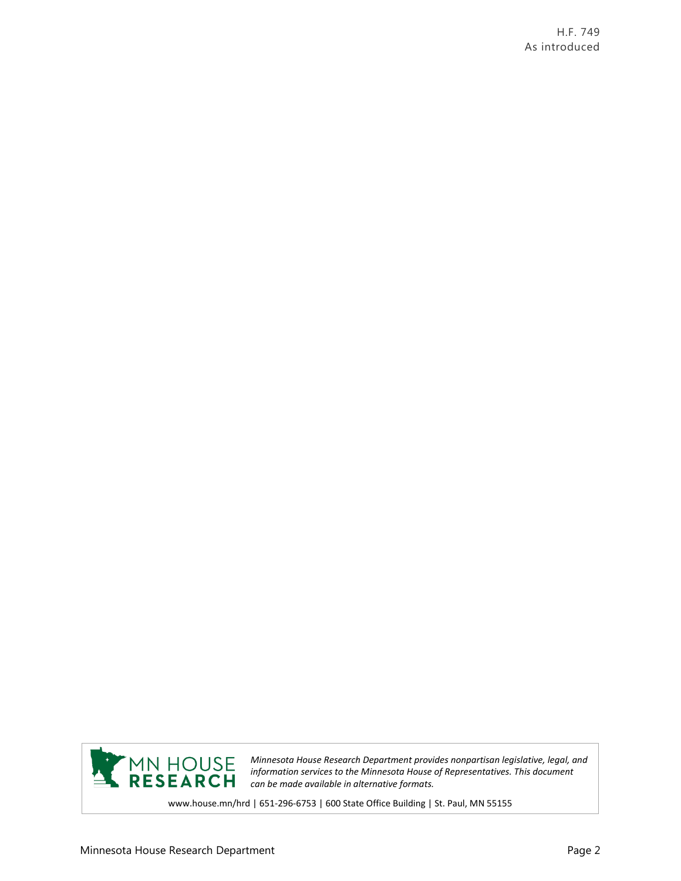Minnesota House Research Department provides nonpartisan legislative, legal, and information services to the Minnesota House of Representatives. This document can be made available in alternative formats.

www.house.mn/hrd | 651-296-6753 | 600 State Office Building | St. Paul, MN 55155